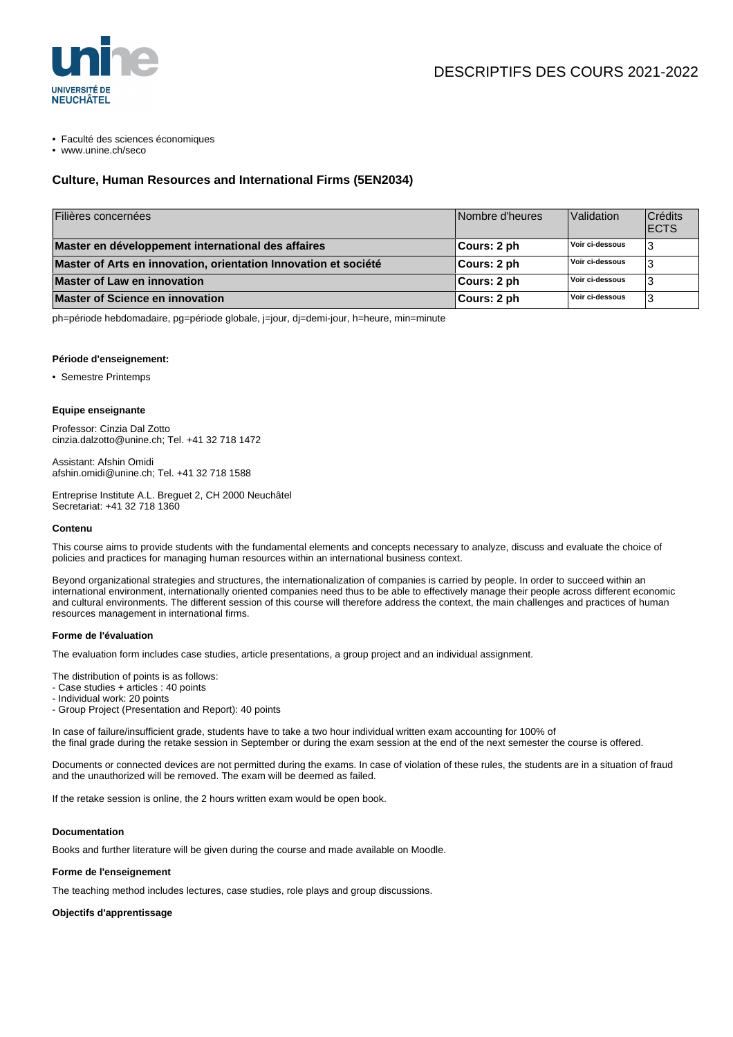UNIVERSITÉ DE NEUCHÂTEL

DESCRIPTIFS DES COURS 2021-2022

- Faculté des sciences économiques
- www.unine.ch/seco

## Culture, Human Resources and International Firms (5EN2034)

| Filières concernées | Nombre d'heures | Validation | Crédits ECTS |
|---|---|---|---|
| **Master en développement international des affaires** | **Cours: 2 ph** | **Voir ci-dessous** | 3 |
| **Master of Arts en innovation, orientation Innovation et société** | **Cours: 2 ph** | **Voir ci-dessous** | 3 |
| **Master of Law en innovation** | **Cours: 2 ph** | **Voir ci-dessous** | 3 |
| **Master of Science en innovation** | **Cours: 2 ph** | **Voir ci-dessous** | 3 |

ph=période hebdomadaire, pg=période globale, j=jour, dj=demi-jour, h=heure, min=minute

#### Période d'enseignement:

- Semestre Printemps

#### Equipe enseignante

Professor: Cinzia Dal Zotto
cinzia.dalzotto@unine.ch; Tel. +41 32 718 1472

Assistant: Afshin Omidi
afshin.omidi@unine.ch; Tel. +41 32 718 1588

Entreprise Institute A.L. Breguet 2, CH 2000 Neuchâtel
Secretariat: +41 32 718 1360

#### Contenu

This course aims to provide students with the fundamental elements and concepts necessary to analyze, discuss and evaluate the choice of policies and practices for managing human resources within an international business context.

Beyond organizational strategies and structures, the internationalization of companies is carried by people. In order to succeed within an international environment, internationally oriented companies need thus to be able to effectively manage their people across different economic and cultural environments. The different session of this course will therefore address the context, the main challenges and practices of human resources management in international firms.

#### Forme de l'évaluation

The evaluation form includes case studies, article presentations, a group project and an individual assignment.

The distribution of points is as follows:
- Case studies + articles : 40 points
- Individual work: 20 points
- Group Project (Presentation and Report): 40 points

In case of failure/insufficient grade, students have to take a two hour individual written exam accounting for 100% of the final grade during the retake session in September or during the exam session at the end of the next semester the course is offered.

Documents or connected devices are not permitted during the exams. In case of violation of these rules, the students are in a situation of fraud and the unauthorized will be removed. The exam will be deemed as failed.

If the retake session is online, the 2 hours written exam would be open book.

#### Documentation

Books and further literature will be given during the course and made available on Moodle.

#### Forme de l'enseignement

The teaching method includes lectures, case studies, role plays and group discussions.

#### Objectifs d'apprentissage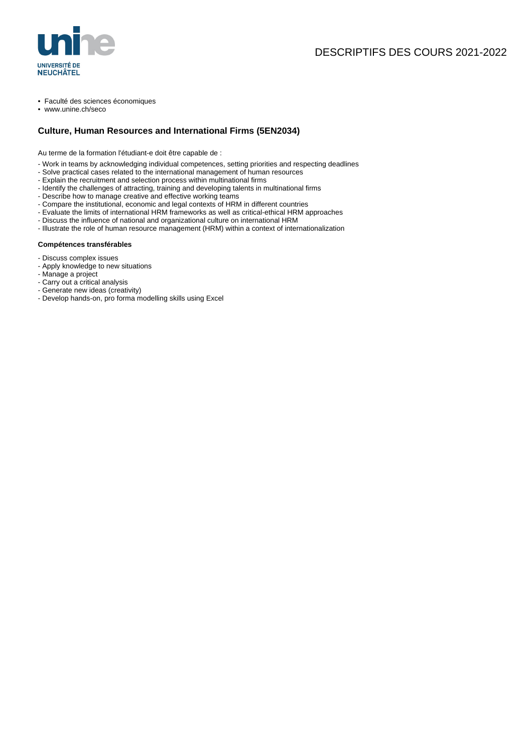- Faculté des sciences économiques
- www.unine.ch/seco

## Culture, Human Resources and International Firms (5EN2034)

Au terme de la formation l'étudiant-e doit être capable de :

- Work in teams by acknowledging individual competences, setting priorities and respecting deadlines
- Solve practical cases related to the international management of human resources
- Explain the recruitment and selection process within multinational firms
- Identify the challenges of attracting, training and developing talents in multinational firms
- Describe how to manage creative and effective working teams
- Compare the institutional, economic and legal contexts of HRM in different countries
- Evaluate the limits of international HRM frameworks as well as critical-ethical HRM approaches
- Discuss the influence of national and organizational culture on international HRM
- Illustrate the role of human resource management (HRM) within a context of internationalization

**Compétences transférables**

- Discuss complex issues
- Apply knowledge to new situations
- Manage a project
- Carry out a critical analysis
- Generate new ideas (creativity)
- Develop hands-on, pro forma modelling skills using Excel